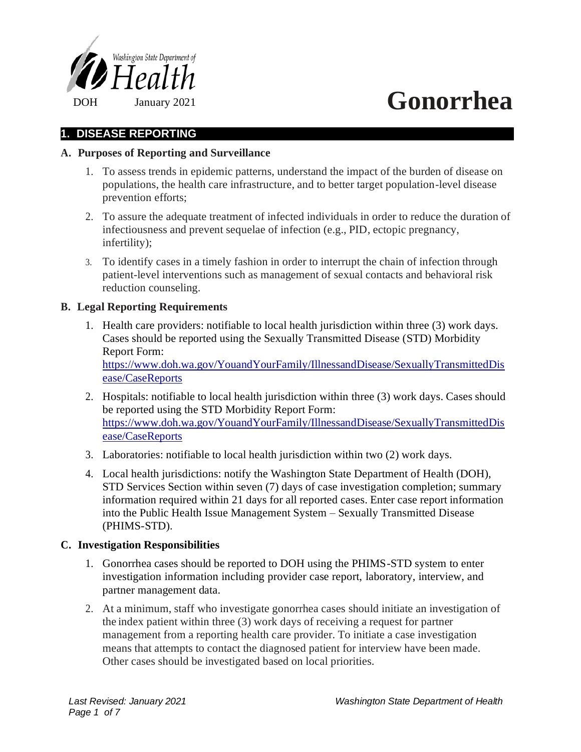Washington State Department of Health

DOH January 2021

# Gonorrhea

## 1. DISEASE REPORTING

### A. Purposes of Reporting and Surveillance

1. To assess trends in epidemic patterns, understand the impact of the burden of disease on populations, the health care infrastructure, and to better target population-level disease prevention efforts;
2. To assure the adequate treatment of infected individuals in order to reduce the duration of infectiousness and prevent sequelae of infection (e.g., PID, ectopic pregnancy, infertility);
3. To identify cases in a timely fashion in order to interrupt the chain of infection through patient-level interventions such as management of sexual contacts and behavioral risk reduction counseling.

### B. Legal Reporting Requirements

1. Health care providers: notifiable to local health jurisdiction within three (3) work days. Cases should be reported using the Sexually Transmitted Disease (STD) Morbidity Report Form: https://www.doh.wa.gov/YouandYourFamily/IllnessandDisease/SexuallyTransmittedDisease/CaseReports
2. Hospitals: notifiable to local health jurisdiction within three (3) work days. Cases should be reported using the STD Morbidity Report Form: https://www.doh.wa.gov/YouandYourFamily/IllnessandDisease/SexuallyTransmittedDisease/CaseReports
3. Laboratories: notifiable to local health jurisdiction within two (2) work days.
4. Local health jurisdictions: notify the Washington State Department of Health (DOH), STD Services Section within seven (7) days of case investigation completion; summary information required within 21 days for all reported cases. Enter case report information into the Public Health Issue Management System – Sexually Transmitted Disease (PHIMS-STD).

### C. Investigation Responsibilities

1. Gonorrhea cases should be reported to DOH using the PHIMS-STD system to enter investigation information including provider case report, laboratory, interview, and partner management data.
2. At a minimum, staff who investigate gonorrhea cases should initiate an investigation of the index patient within three (3) work days of receiving a request for partner management from a reporting health care provider. To initiate a case investigation means that attempts to contact the diagnosed patient for interview have been made. Other cases should be investigated based on local priorities.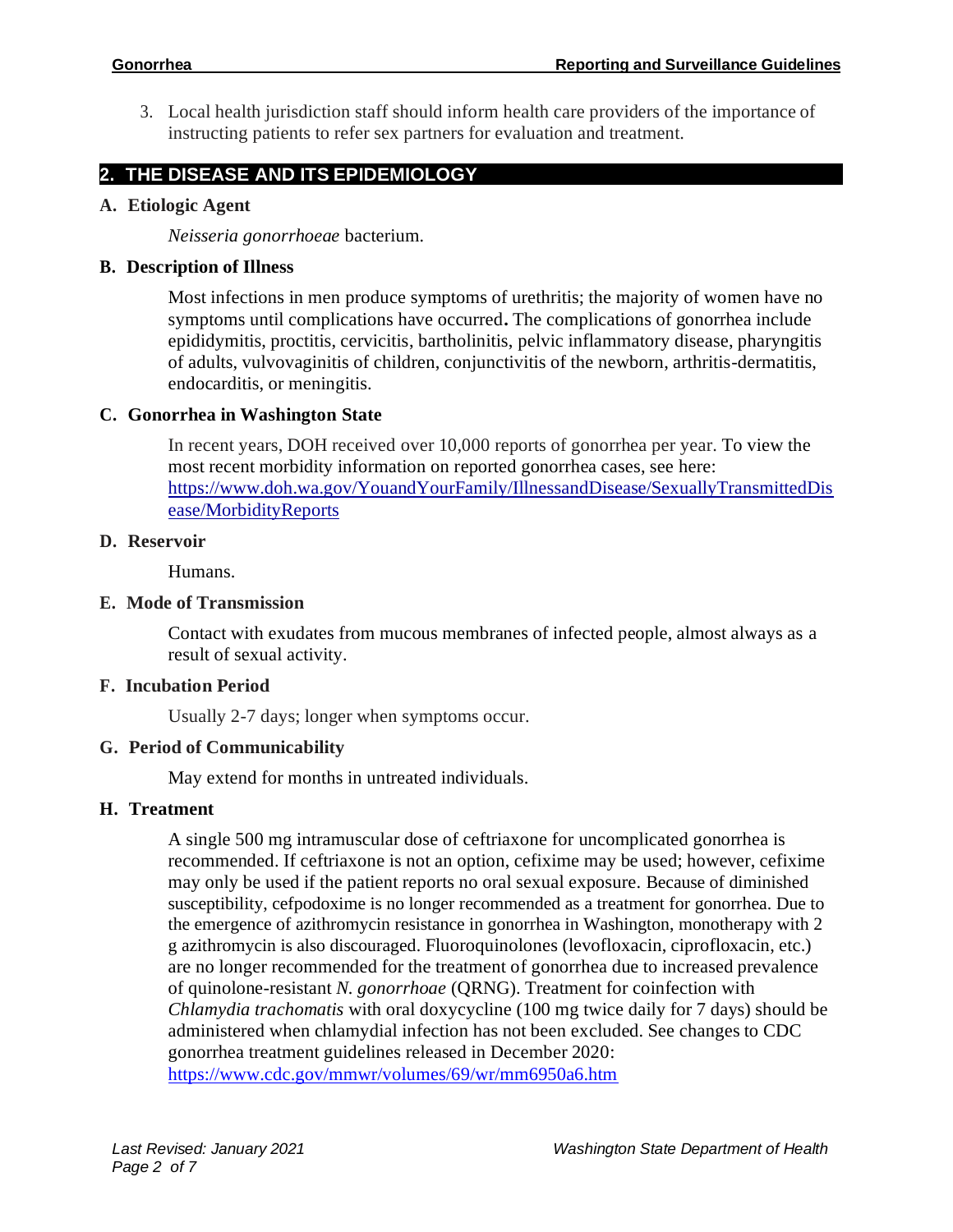3. Local health jurisdiction staff should inform health care providers of the importance of instructing patients to refer sex partners for evaluation and treatment.

## 2. THE DISEASE AND ITS EPIDEMIOLOGY

### A. Etiologic Agent

*Neisseria gonorrhoeae* bacterium.

### B. Description of Illness

Most infections in men produce symptoms of urethritis; the majority of women have no symptoms until complications have occurred**.** The complications of gonorrhea include epididymitis, proctitis, cervicitis, bartholinitis, pelvic inflammatory disease, pharyngitis of adults, vulvovaginitis of children, conjunctivitis of the newborn, arthritis-dermatitis, endocarditis, or meningitis.

### C. Gonorrhea in Washington State

In recent years, DOH received over 10,000 reports of gonorrhea per year. To view the most recent morbidity information on reported gonorrhea cases, see here: https://www.doh.wa.gov/YouandYourFamily/IllnessandDisease/SexuallyTransmittedDisease/MorbidityReports

### D. Reservoir

Humans.

### E. Mode of Transmission

Contact with exudates from mucous membranes of infected people, almost always as a result of sexual activity.

### F. Incubation Period

Usually 2-7 days; longer when symptoms occur.

### G. Period of Communicability

May extend for months in untreated individuals.

### H. Treatment

A single 500 mg intramuscular dose of ceftriaxone for uncomplicated gonorrhea is recommended. If ceftriaxone is not an option, cefixime may be used; however, cefixime may only be used if the patient reports no oral sexual exposure. Because of diminished susceptibility, cefpodoxime is no longer recommended as a treatment for gonorrhea. Due to the emergence of azithromycin resistance in gonorrhea in Washington, monotherapy with 2 g azithromycin is also discouraged. Fluoroquinolones (levofloxacin, ciprofloxacin, etc.) are no longer recommended for the treatment of gonorrhea due to increased prevalence of quinolone-resistant *N. gonorrhoae* (QRNG). Treatment for coinfection with *Chlamydia trachomatis* with oral doxycycline (100 mg twice daily for 7 days) should be administered when chlamydial infection has not been excluded. See changes to CDC gonorrhea treatment guidelines released in December 2020: https://www.cdc.gov/mmwr/volumes/69/wr/mm6950a6.htm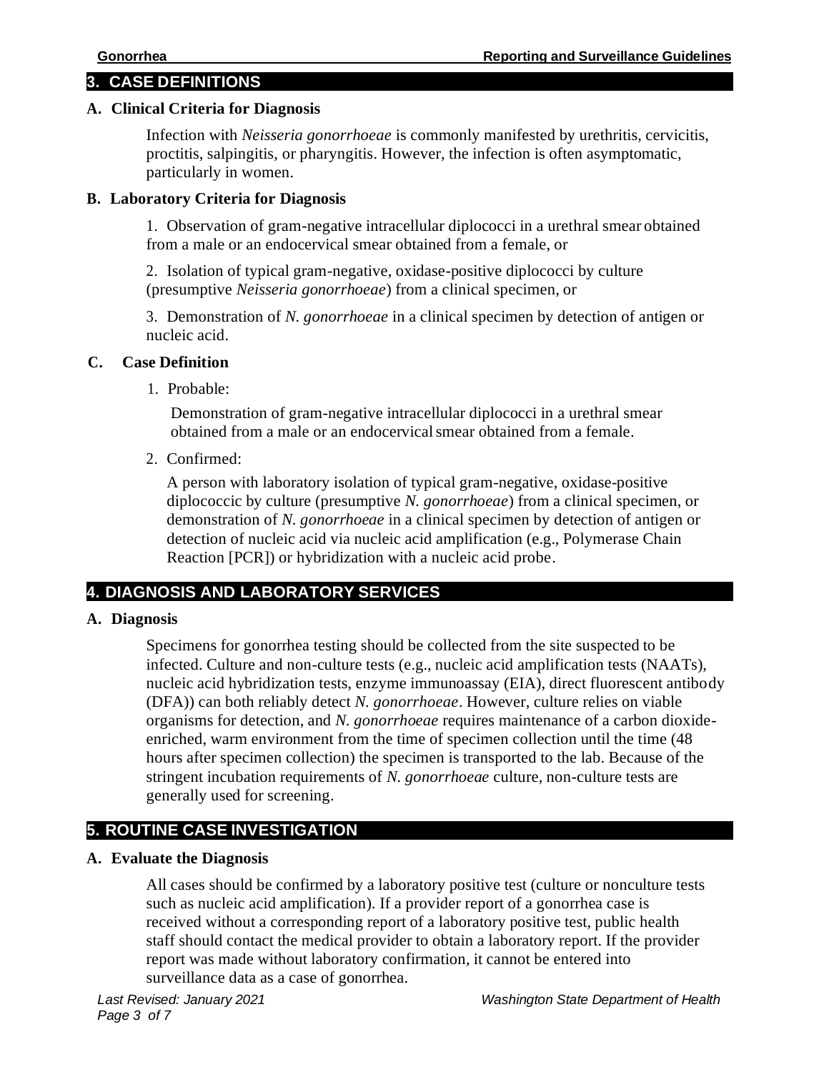## 3. CASE DEFINITIONS

### A. Clinical Criteria for Diagnosis

Infection with *Neisseria gonorrhoeae* is commonly manifested by urethritis, cervicitis, proctitis, salpingitis, or pharyngitis. However, the infection is often asymptomatic, particularly in women.

### B. Laboratory Criteria for Diagnosis

1. Observation of gram-negative intracellular diplococci in a urethral smear obtained from a male or an endocervical smear obtained from a female, or

2. Isolation of typical gram-negative, oxidase-positive diplococci by culture (presumptive *Neisseria gonorrhoeae*) from a clinical specimen, or

3. Demonstration of *N. gonorrhoeae* in a clinical specimen by detection of antigen or nucleic acid.

### C. Case Definition

1. Probable:

   Demonstration of gram-negative intracellular diplococci in a urethral smear obtained from a male or an endocervical smear obtained from a female.

2. Confirmed:

   A person with laboratory isolation of typical gram-negative, oxidase-positive diplococcic by culture (presumptive *N. gonorrhoeae*) from a clinical specimen, or demonstration of *N. gonorrhoeae* in a clinical specimen by detection of antigen or detection of nucleic acid via nucleic acid amplification (e.g., Polymerase Chain Reaction [PCR]) or hybridization with a nucleic acid probe.

## 4. DIAGNOSIS AND LABORATORY SERVICES

### A. Diagnosis

Specimens for gonorrhea testing should be collected from the site suspected to be infected. Culture and non-culture tests (e.g., nucleic acid amplification tests (NAATs), nucleic acid hybridization tests, enzyme immunoassay (EIA), direct fluorescent antibody (DFA)) can both reliably detect *N. gonorrhoeae*. However, culture relies on viable organisms for detection, and *N. gonorrhoeae* requires maintenance of a carbon dioxide-enriched, warm environment from the time of specimen collection until the time (48 hours after specimen collection) the specimen is transported to the lab. Because of the stringent incubation requirements of *N. gonorrhoeae* culture, non-culture tests are generally used for screening.

## 5. ROUTINE CASE INVESTIGATION

### A. Evaluate the Diagnosis

All cases should be confirmed by a laboratory positive test (culture or nonculture tests such as nucleic acid amplification). If a provider report of a gonorrhea case is received without a corresponding report of a laboratory positive test, public health staff should contact the medical provider to obtain a laboratory report. If the provider report was made without laboratory confirmation, it cannot be entered into surveillance data as a case of gonorrhea.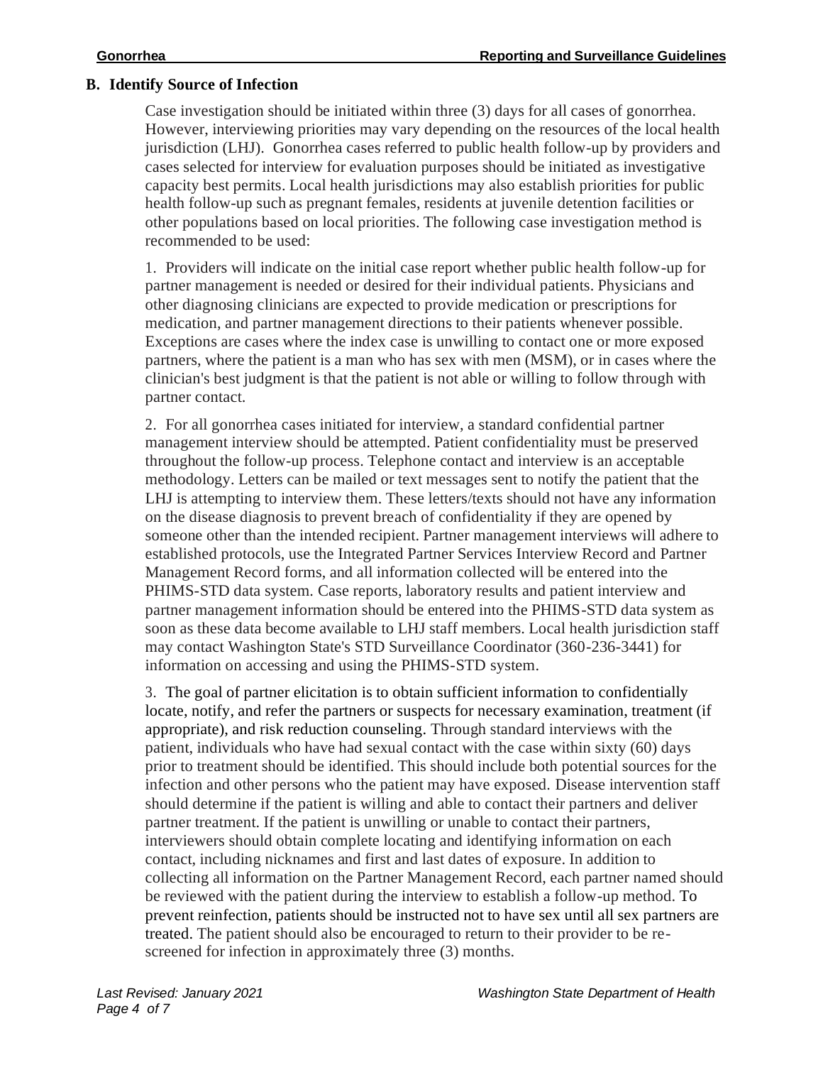### B. Identify Source of Infection

Case investigation should be initiated within three (3) days for all cases of gonorrhea. However, interviewing priorities may vary depending on the resources of the local health jurisdiction (LHJ). Gonorrhea cases referred to public health follow-up by providers and cases selected for interview for evaluation purposes should be initiated as investigative capacity best permits. Local health jurisdictions may also establish priorities for public health follow-up such as pregnant females, residents at juvenile detention facilities or other populations based on local priorities. The following case investigation method is recommended to be used:

1. Providers will indicate on the initial case report whether public health follow-up for partner management is needed or desired for their individual patients. Physicians and other diagnosing clinicians are expected to provide medication or prescriptions for medication, and partner management directions to their patients whenever possible. Exceptions are cases where the index case is unwilling to contact one or more exposed partners, where the patient is a man who has sex with men (MSM), or in cases where the clinician's best judgment is that the patient is not able or willing to follow through with partner contact.

2. For all gonorrhea cases initiated for interview, a standard confidential partner management interview should be attempted. Patient confidentiality must be preserved throughout the follow-up process. Telephone contact and interview is an acceptable methodology. Letters can be mailed or text messages sent to notify the patient that the LHJ is attempting to interview them. These letters/texts should not have any information on the disease diagnosis to prevent breach of confidentiality if they are opened by someone other than the intended recipient. Partner management interviews will adhere to established protocols, use the Integrated Partner Services Interview Record and Partner Management Record forms, and all information collected will be entered into the PHIMS-STD data system. Case reports, laboratory results and patient interview and partner management information should be entered into the PHIMS-STD data system as soon as these data become available to LHJ staff members. Local health jurisdiction staff may contact Washington State's STD Surveillance Coordinator (360-236-3441) for information on accessing and using the PHIMS-STD system.

3. The goal of partner elicitation is to obtain sufficient information to confidentially locate, notify, and refer the partners or suspects for necessary examination, treatment (if appropriate), and risk reduction counseling. Through standard interviews with the patient, individuals who have had sexual contact with the case within sixty (60) days prior to treatment should be identified. This should include both potential sources for the infection and other persons who the patient may have exposed. Disease intervention staff should determine if the patient is willing and able to contact their partners and deliver partner treatment. If the patient is unwilling or unable to contact their partners, interviewers should obtain complete locating and identifying information on each contact, including nicknames and first and last dates of exposure. In addition to collecting all information on the Partner Management Record, each partner named should be reviewed with the patient during the interview to establish a follow-up method. To prevent reinfection, patients should be instructed not to have sex until all sex partners are treated. The patient should also be encouraged to return to their provider to be re-screened for infection in approximately three (3) months.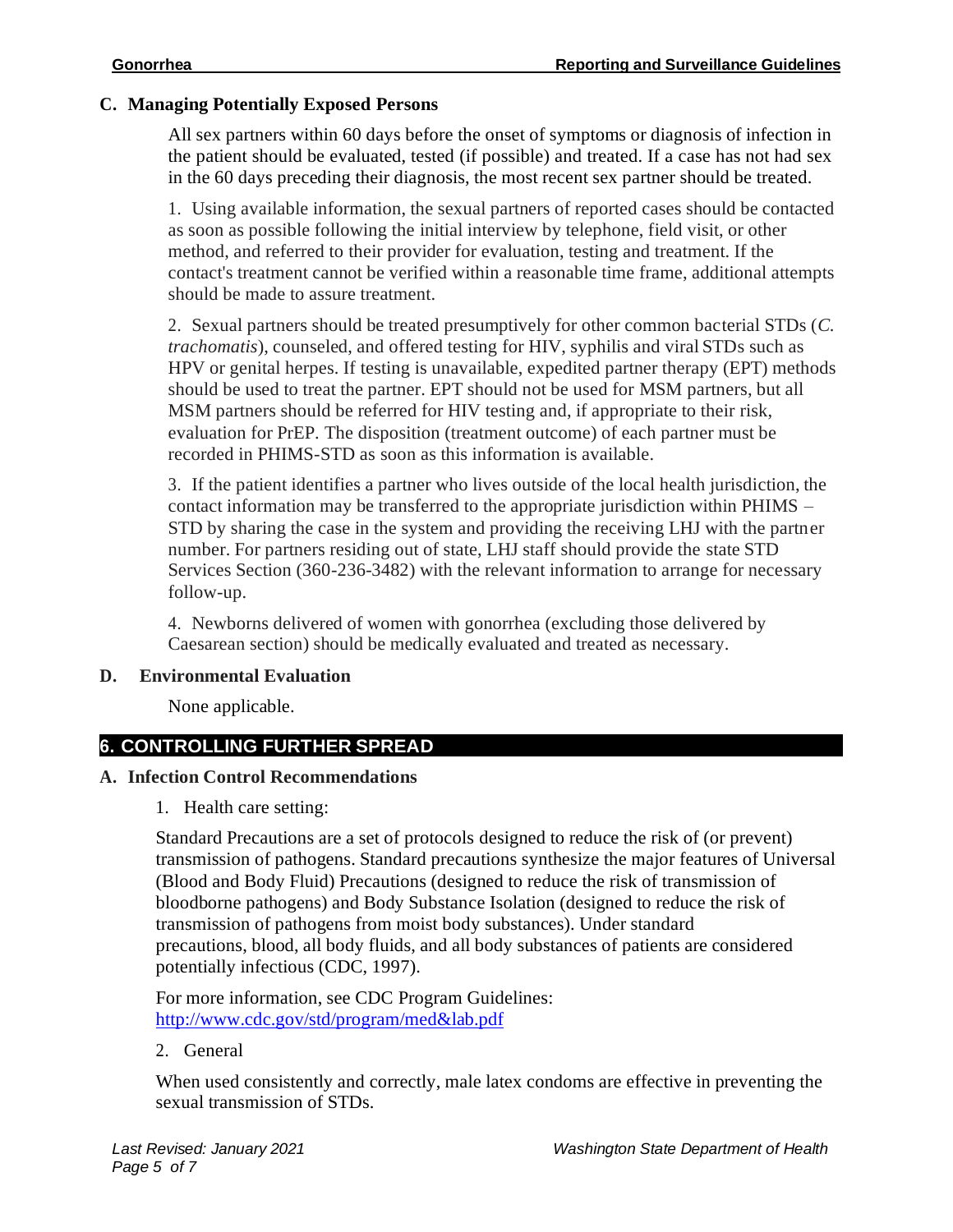### C. Managing Potentially Exposed Persons

All sex partners within 60 days before the onset of symptoms or diagnosis of infection in the patient should be evaluated, tested (if possible) and treated. If a case has not had sex in the 60 days preceding their diagnosis, the most recent sex partner should be treated.

1. Using available information, the sexual partners of reported cases should be contacted as soon as possible following the initial interview by telephone, field visit, or other method, and referred to their provider for evaluation, testing and treatment. If the contact's treatment cannot be verified within a reasonable time frame, additional attempts should be made to assure treatment.

2. Sexual partners should be treated presumptively for other common bacterial STDs (*C. trachomatis*), counseled, and offered testing for HIV, syphilis and viral STDs such as HPV or genital herpes. If testing is unavailable, expedited partner therapy (EPT) methods should be used to treat the partner. EPT should not be used for MSM partners, but all MSM partners should be referred for HIV testing and, if appropriate to their risk, evaluation for PrEP. The disposition (treatment outcome) of each partner must be recorded in PHIMS-STD as soon as this information is available.

3. If the patient identifies a partner who lives outside of the local health jurisdiction, the contact information may be transferred to the appropriate jurisdiction within PHIMS – STD by sharing the case in the system and providing the receiving LHJ with the partner number. For partners residing out of state, LHJ staff should provide the state STD Services Section (360-236-3482) with the relevant information to arrange for necessary follow-up.

4. Newborns delivered of women with gonorrhea (excluding those delivered by Caesarean section) should be medically evaluated and treated as necessary.

### D. Environmental Evaluation

None applicable.

## 6. CONTROLLING FURTHER SPREAD

### A. Infection Control Recommendations

1. Health care setting:

Standard Precautions are a set of protocols designed to reduce the risk of (or prevent) transmission of pathogens. Standard precautions synthesize the major features of Universal (Blood and Body Fluid) Precautions (designed to reduce the risk of transmission of bloodborne pathogens) and Body Substance Isolation (designed to reduce the risk of transmission of pathogens from moist body substances). Under standard precautions, blood, all body fluids, and all body substances of patients are considered potentially infectious (CDC, 1997).

For more information, see CDC Program Guidelines: [http://www.cdc.gov/std/program/med&lab.pdf](http://www.cdc.gov/std/program/med&lab.pdf)

2. General

When used consistently and correctly, male latex condoms are effective in preventing the sexual transmission of STDs.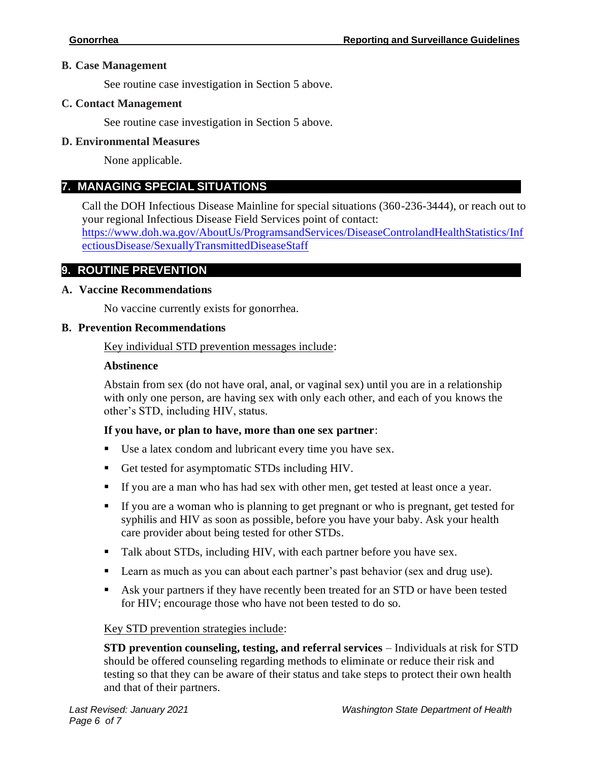### B. Case Management

See routine case investigation in Section 5 above.

### C. Contact Management

See routine case investigation in Section 5 above.

### D. Environmental Measures

None applicable.

## 7. MANAGING SPECIAL SITUATIONS

Call the DOH Infectious Disease Mainline for special situations (360-236-3444), or reach out to your regional Infectious Disease Field Services point of contact: https://www.doh.wa.gov/AboutUs/ProgramsandServices/DiseaseControlandHealthStatistics/InfectiousDisease/SexuallyTransmittedDiseaseStaff

## 9. ROUTINE PREVENTION

### A. Vaccine Recommendations

No vaccine currently exists for gonorrhea.

### B. Prevention Recommendations

Key individual STD prevention messages include:

**Abstinence**

Abstain from sex (do not have oral, anal, or vaginal sex) until you are in a relationship with only one person, are having sex with only each other, and each of you knows the other's STD, including HIV, status.

**If you have, or plan to have, more than one sex partner**:

- Use a latex condom and lubricant every time you have sex.
- Get tested for asymptomatic STDs including HIV.
- If you are a man who has had sex with other men, get tested at least once a year.
- If you are a woman who is planning to get pregnant or who is pregnant, get tested for syphilis and HIV as soon as possible, before you have your baby. Ask your health care provider about being tested for other STDs.
- Talk about STDs, including HIV, with each partner before you have sex.
- Learn as much as you can about each partner's past behavior (sex and drug use).
- Ask your partners if they have recently been treated for an STD or have been tested for HIV; encourage those who have not been tested to do so.

Key STD prevention strategies include:

**STD prevention counseling, testing, and referral services** – Individuals at risk for STD should be offered counseling regarding methods to eliminate or reduce their risk and testing so that they can be aware of their status and take steps to protect their own health and that of their partners.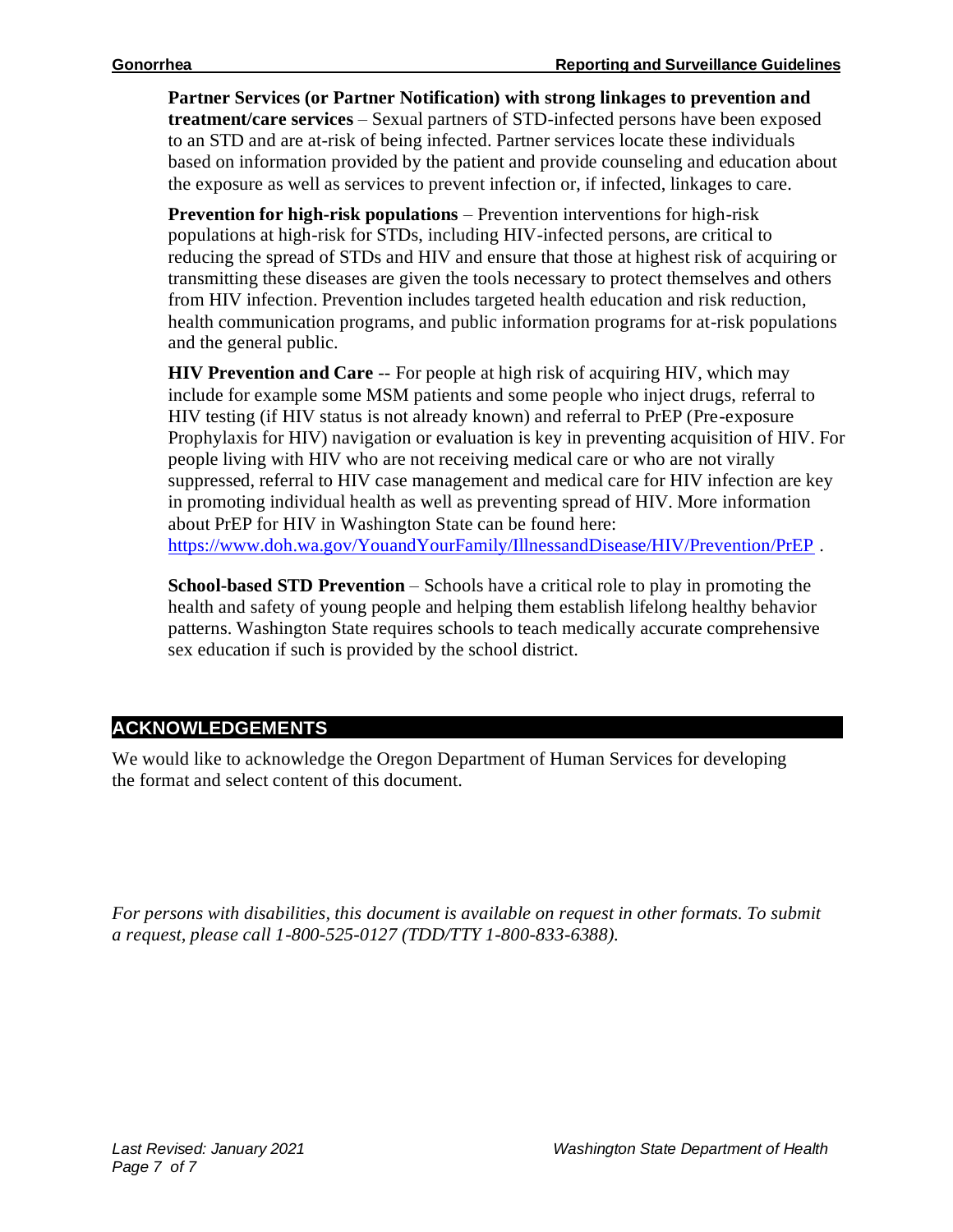**Partner Services (or Partner Notification) with strong linkages to prevention and treatment/care services** – Sexual partners of STD-infected persons have been exposed to an STD and are at-risk of being infected. Partner services locate these individuals based on information provided by the patient and provide counseling and education about the exposure as well as services to prevent infection or, if infected, linkages to care.

**Prevention for high-risk populations** – Prevention interventions for high-risk populations at high-risk for STDs, including HIV-infected persons, are critical to reducing the spread of STDs and HIV and ensure that those at highest risk of acquiring or transmitting these diseases are given the tools necessary to protect themselves and others from HIV infection. Prevention includes targeted health education and risk reduction, health communication programs, and public information programs for at-risk populations and the general public.

**HIV Prevention and Care** -- For people at high risk of acquiring HIV, which may include for example some MSM patients and some people who inject drugs, referral to HIV testing (if HIV status is not already known) and referral to PrEP (Pre-exposure Prophylaxis for HIV) navigation or evaluation is key in preventing acquisition of HIV. For people living with HIV who are not receiving medical care or who are not virally suppressed, referral to HIV case management and medical care for HIV infection are key in promoting individual health as well as preventing spread of HIV. More information about PrEP for HIV in Washington State can be found here: https://www.doh.wa.gov/YouandYourFamily/IllnessandDisease/HIV/Prevention/PrEP .

**School-based STD Prevention** – Schools have a critical role to play in promoting the health and safety of young people and helping them establish lifelong healthy behavior patterns. Washington State requires schools to teach medically accurate comprehensive sex education if such is provided by the school district.

## ACKNOWLEDGEMENTS

We would like to acknowledge the Oregon Department of Human Services for developing the format and select content of this document.

*For persons with disabilities, this document is available on request in other formats. To submit a request, please call 1-800-525-0127 (TDD/TTY 1-800-833-6388).*